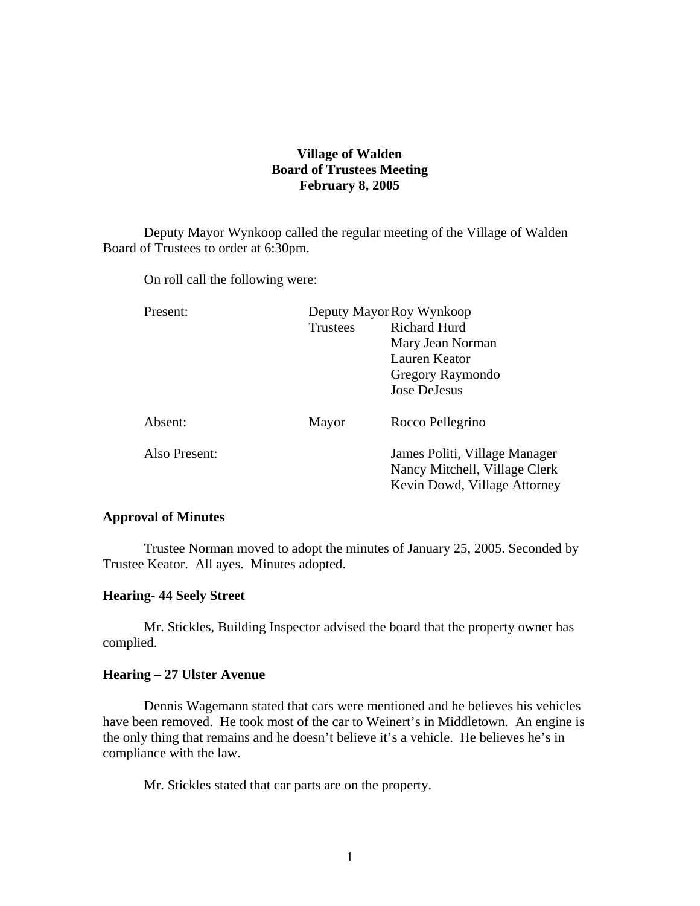# Village of Walden
## Board of Trustees Meeting
## February 8, 2005

Deputy Mayor Wynkoop called the regular meeting of the Village of Walden Board of Trustees to order at 6:30pm.

On roll call the following were:

| | | |
|---|---|---|
| Present: | Deputy Mayor | Roy Wynkoop |
| | Trustees | Richard Hurd |
| | | Mary Jean Norman |
| | | Lauren Keator |
| | | Gregory Raymondo |
| | | Jose DeJesus |
| Absent: | Mayor | Rocco Pellegrino |
| Also Present: | | James Politi, Village Manager |
| | | Nancy Mitchell, Village Clerk |
| | | Kevin Dowd, Village Attorney |

**Approval of Minutes**

Trustee Norman moved to adopt the minutes of January 25, 2005. Seconded by Trustee Keator. All ayes. Minutes adopted.

**Hearing- 44 Seely Street**

Mr. Stickles, Building Inspector advised the board that the property owner has complied.

**Hearing – 27 Ulster Avenue**

Dennis Wagemann stated that cars were mentioned and he believes his vehicles have been removed. He took most of the car to Weinert's in Middletown. An engine is the only thing that remains and he doesn't believe it's a vehicle. He believes he's in compliance with the law.

Mr. Stickles stated that car parts are on the property.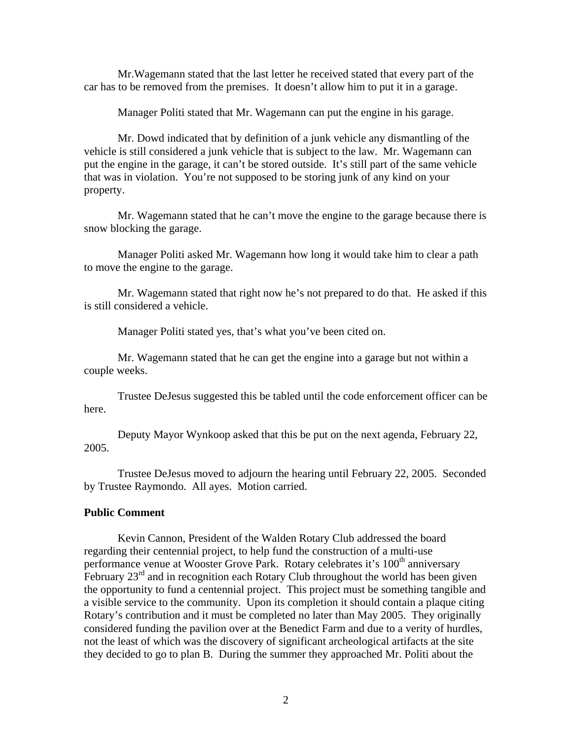Mr.Wagemann stated that the last letter he received stated that every part of the car has to be removed from the premises. It doesn't allow him to put it in a garage.

Manager Politi stated that Mr. Wagemann can put the engine in his garage.

Mr. Dowd indicated that by definition of a junk vehicle any dismantling of the vehicle is still considered a junk vehicle that is subject to the law. Mr. Wagemann can put the engine in the garage, it can't be stored outside. It's still part of the same vehicle that was in violation. You're not supposed to be storing junk of any kind on your property.

Mr. Wagemann stated that he can't move the engine to the garage because there is snow blocking the garage.

Manager Politi asked Mr. Wagemann how long it would take him to clear a path to move the engine to the garage.

Mr. Wagemann stated that right now he's not prepared to do that. He asked if this is still considered a vehicle.

Manager Politi stated yes, that's what you've been cited on.

Mr. Wagemann stated that he can get the engine into a garage but not within a couple weeks.

Trustee DeJesus suggested this be tabled until the code enforcement officer can be here.

Deputy Mayor Wynkoop asked that this be put on the next agenda, February 22, 2005.

Trustee DeJesus moved to adjourn the hearing until February 22, 2005. Seconded by Trustee Raymondo. All ayes. Motion carried.

**Public Comment**

Kevin Cannon, President of the Walden Rotary Club addressed the board regarding their centennial project, to help fund the construction of a multi-use performance venue at Wooster Grove Park. Rotary celebrates it's 100th anniversary February 23rd and in recognition each Rotary Club throughout the world has been given the opportunity to fund a centennial project. This project must be something tangible and a visible service to the community. Upon its completion it should contain a plaque citing Rotary's contribution and it must be completed no later than May 2005. They originally considered funding the pavilion over at the Benedict Farm and due to a verity of hurdles, not the least of which was the discovery of significant archeological artifacts at the site they decided to go to plan B. During the summer they approached Mr. Politi about the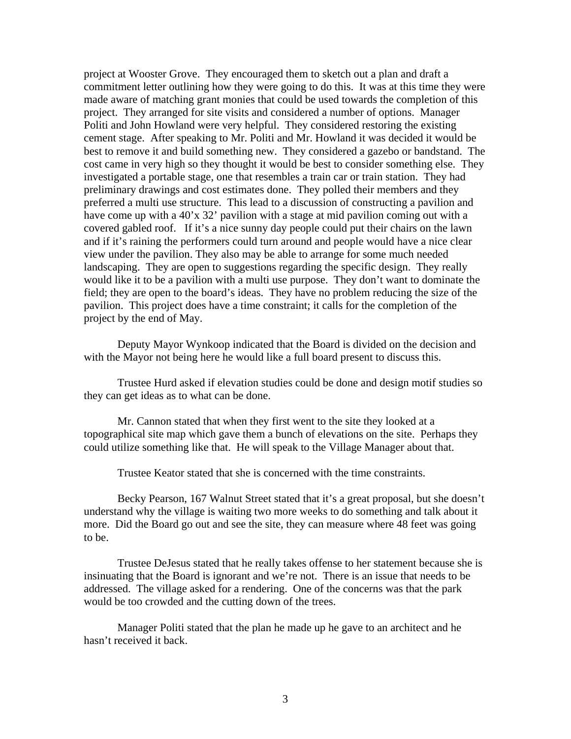project at Wooster Grove. They encouraged them to sketch out a plan and draft a commitment letter outlining how they were going to do this. It was at this time they were made aware of matching grant monies that could be used towards the completion of this project. They arranged for site visits and considered a number of options. Manager Politi and John Howland were very helpful. They considered restoring the existing cement stage. After speaking to Mr. Politi and Mr. Howland it was decided it would be best to remove it and build something new. They considered a gazebo or bandstand. The cost came in very high so they thought it would be best to consider something else. They investigated a portable stage, one that resembles a train car or train station. They had preliminary drawings and cost estimates done. They polled their members and they preferred a multi use structure. This lead to a discussion of constructing a pavilion and have come up with a 40'x 32' pavilion with a stage at mid pavilion coming out with a covered gabled roof. If it's a nice sunny day people could put their chairs on the lawn and if it's raining the performers could turn around and people would have a nice clear view under the pavilion. They also may be able to arrange for some much needed landscaping. They are open to suggestions regarding the specific design. They really would like it to be a pavilion with a multi use purpose. They don't want to dominate the field; they are open to the board's ideas. They have no problem reducing the size of the pavilion. This project does have a time constraint; it calls for the completion of the project by the end of May.

Deputy Mayor Wynkoop indicated that the Board is divided on the decision and with the Mayor not being here he would like a full board present to discuss this.

Trustee Hurd asked if elevation studies could be done and design motif studies so they can get ideas as to what can be done.

Mr. Cannon stated that when they first went to the site they looked at a topographical site map which gave them a bunch of elevations on the site. Perhaps they could utilize something like that. He will speak to the Village Manager about that.

Trustee Keator stated that she is concerned with the time constraints.

Becky Pearson, 167 Walnut Street stated that it's a great proposal, but she doesn't understand why the village is waiting two more weeks to do something and talk about it more. Did the Board go out and see the site, they can measure where 48 feet was going to be.

Trustee DeJesus stated that he really takes offense to her statement because she is insinuating that the Board is ignorant and we're not. There is an issue that needs to be addressed. The village asked for a rendering. One of the concerns was that the park would be too crowded and the cutting down of the trees.

Manager Politi stated that the plan he made up he gave to an architect and he hasn't received it back.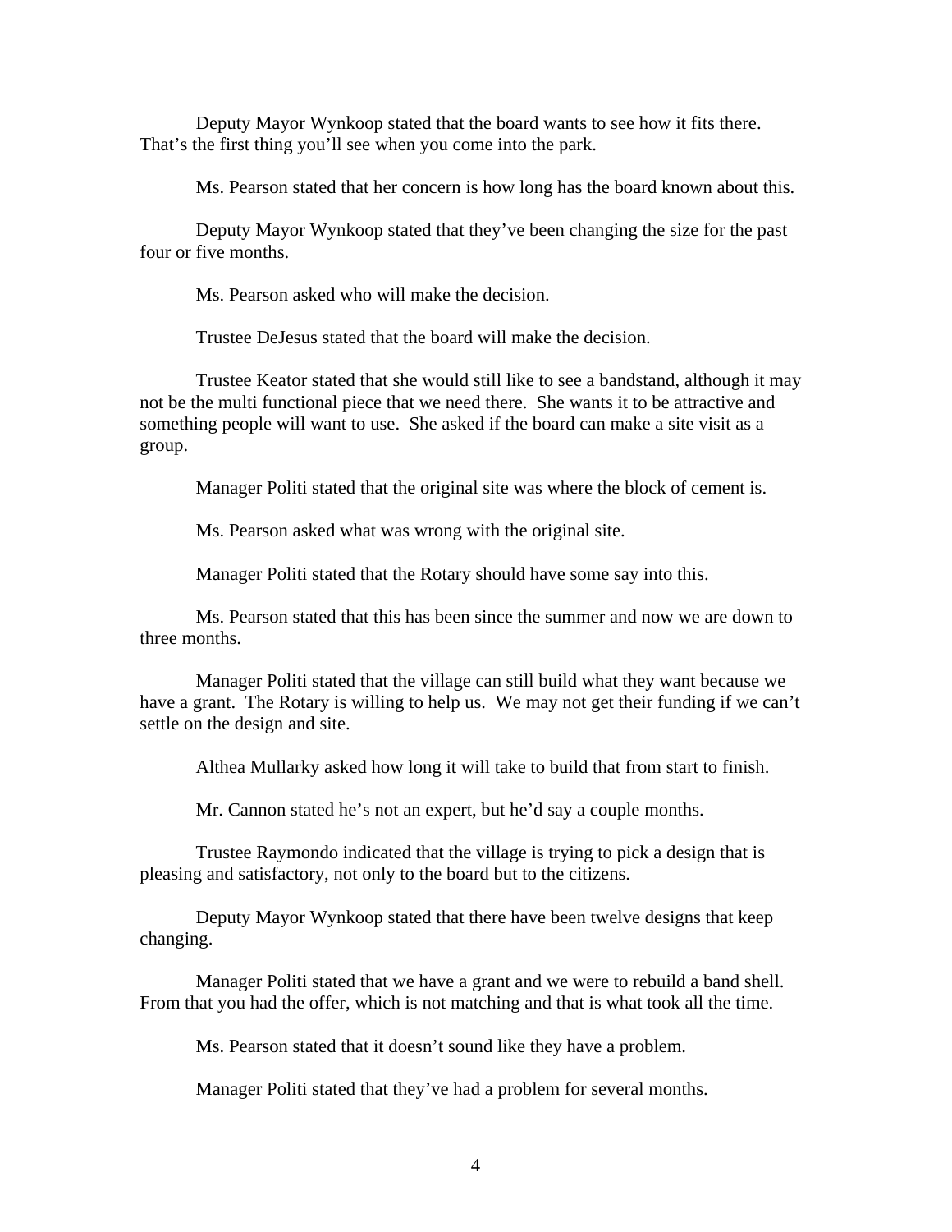Deputy Mayor Wynkoop stated that the board wants to see how it fits there. That's the first thing you'll see when you come into the park.

Ms. Pearson stated that her concern is how long has the board known about this.

Deputy Mayor Wynkoop stated that they've been changing the size for the past four or five months.

Ms. Pearson asked who will make the decision.

Trustee DeJesus stated that the board will make the decision.

Trustee Keator stated that she would still like to see a bandstand, although it may not be the multi functional piece that we need there. She wants it to be attractive and something people will want to use. She asked if the board can make a site visit as a group.

Manager Politi stated that the original site was where the block of cement is.

Ms. Pearson asked what was wrong with the original site.

Manager Politi stated that the Rotary should have some say into this.

Ms. Pearson stated that this has been since the summer and now we are down to three months.

Manager Politi stated that the village can still build what they want because we have a grant. The Rotary is willing to help us. We may not get their funding if we can't settle on the design and site.

Althea Mullarky asked how long it will take to build that from start to finish.

Mr. Cannon stated he's not an expert, but he'd say a couple months.

Trustee Raymondo indicated that the village is trying to pick a design that is pleasing and satisfactory, not only to the board but to the citizens.

Deputy Mayor Wynkoop stated that there have been twelve designs that keep changing.

Manager Politi stated that we have a grant and we were to rebuild a band shell. From that you had the offer, which is not matching and that is what took all the time.

Ms. Pearson stated that it doesn't sound like they have a problem.

Manager Politi stated that they've had a problem for several months.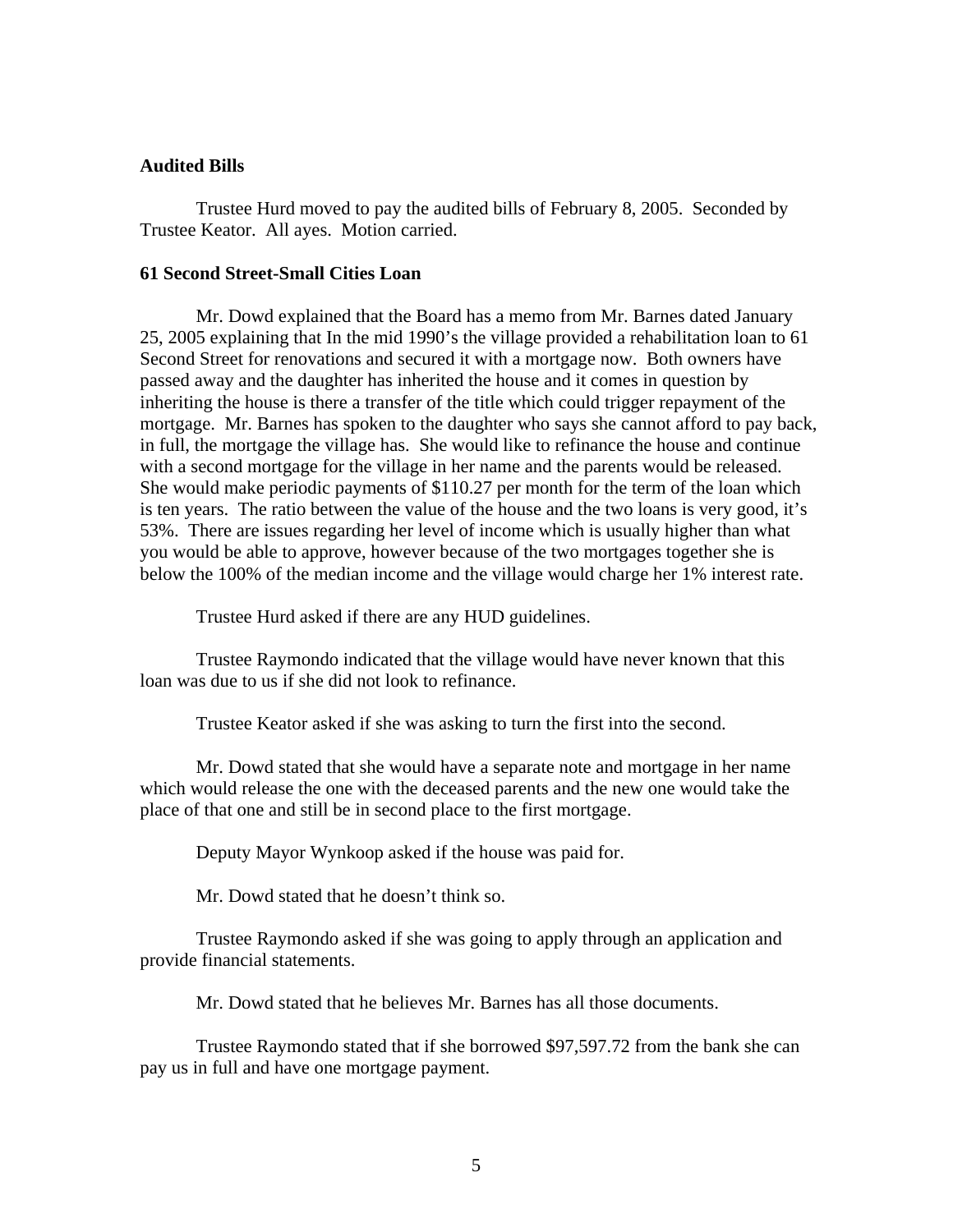**Audited Bills**

Trustee Hurd moved to pay the audited bills of February 8, 2005. Seconded by Trustee Keator. All ayes. Motion carried.

**61 Second Street-Small Cities Loan**

Mr. Dowd explained that the Board has a memo from Mr. Barnes dated January 25, 2005 explaining that In the mid 1990's the village provided a rehabilitation loan to 61 Second Street for renovations and secured it with a mortgage now. Both owners have passed away and the daughter has inherited the house and it comes in question by inheriting the house is there a transfer of the title which could trigger repayment of the mortgage. Mr. Barnes has spoken to the daughter who says she cannot afford to pay back, in full, the mortgage the village has. She would like to refinance the house and continue with a second mortgage for the village in her name and the parents would be released. She would make periodic payments of $110.27 per month for the term of the loan which is ten years. The ratio between the value of the house and the two loans is very good, it's 53%. There are issues regarding her level of income which is usually higher than what you would be able to approve, however because of the two mortgages together she is below the 100% of the median income and the village would charge her 1% interest rate.

Trustee Hurd asked if there are any HUD guidelines.

Trustee Raymondo indicated that the village would have never known that this loan was due to us if she did not look to refinance.

Trustee Keator asked if she was asking to turn the first into the second.

Mr. Dowd stated that she would have a separate note and mortgage in her name which would release the one with the deceased parents and the new one would take the place of that one and still be in second place to the first mortgage.

Deputy Mayor Wynkoop asked if the house was paid for.

Mr. Dowd stated that he doesn't think so.

Trustee Raymondo asked if she was going to apply through an application and provide financial statements.

Mr. Dowd stated that he believes Mr. Barnes has all those documents.

Trustee Raymondo stated that if she borrowed $97,597.72 from the bank she can pay us in full and have one mortgage payment.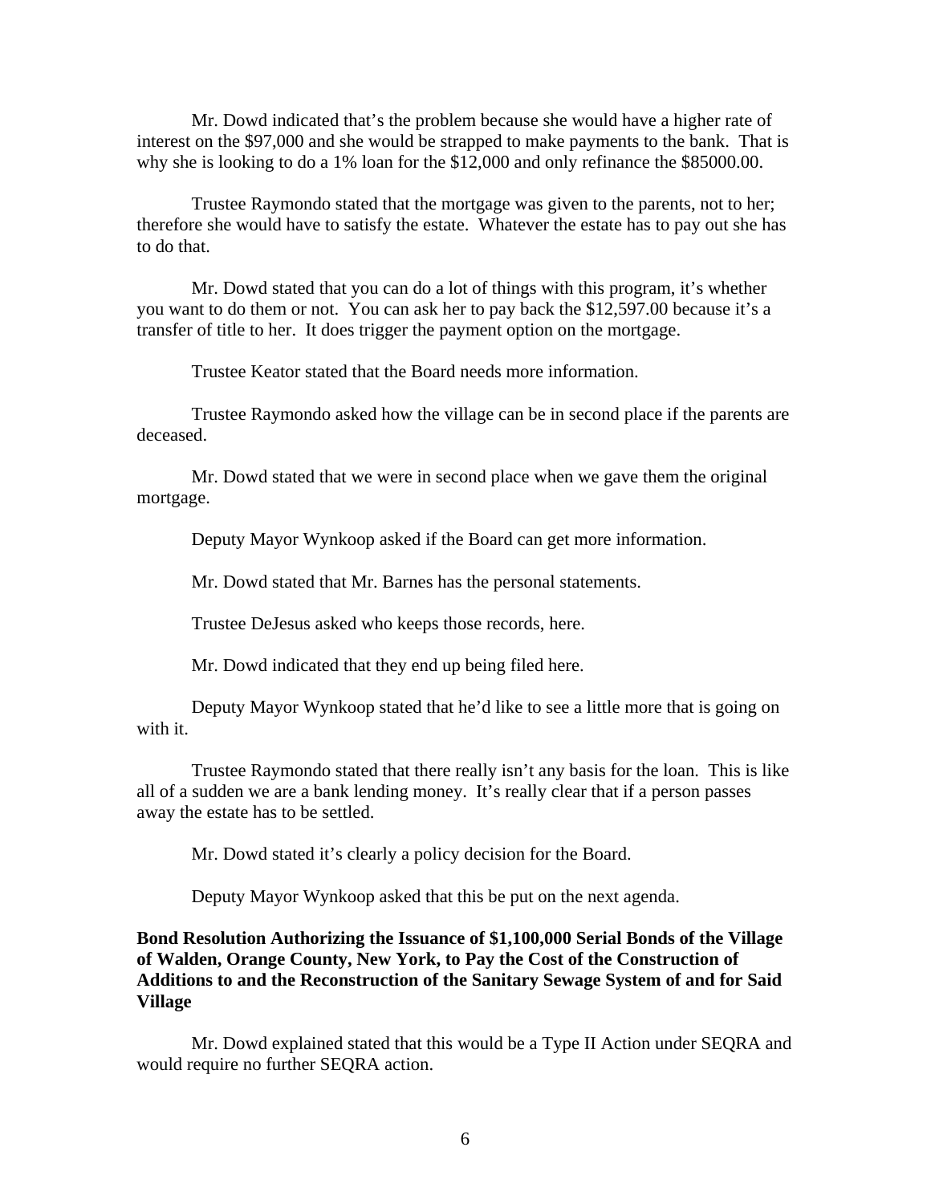Mr. Dowd indicated that's the problem because she would have a higher rate of interest on the $97,000 and she would be strapped to make payments to the bank. That is why she is looking to do a 1% loan for the $12,000 and only refinance the $85000.00.

Trustee Raymondo stated that the mortgage was given to the parents, not to her; therefore she would have to satisfy the estate. Whatever the estate has to pay out she has to do that.

Mr. Dowd stated that you can do a lot of things with this program, it's whether you want to do them or not. You can ask her to pay back the $12,597.00 because it's a transfer of title to her. It does trigger the payment option on the mortgage.

Trustee Keator stated that the Board needs more information.

Trustee Raymondo asked how the village can be in second place if the parents are deceased.

Mr. Dowd stated that we were in second place when we gave them the original mortgage.

Deputy Mayor Wynkoop asked if the Board can get more information.

Mr. Dowd stated that Mr. Barnes has the personal statements.

Trustee DeJesus asked who keeps those records, here.

Mr. Dowd indicated that they end up being filed here.

Deputy Mayor Wynkoop stated that he'd like to see a little more that is going on with it.

Trustee Raymondo stated that there really isn't any basis for the loan. This is like all of a sudden we are a bank lending money. It's really clear that if a person passes away the estate has to be settled.

Mr. Dowd stated it's clearly a policy decision for the Board.

Deputy Mayor Wynkoop asked that this be put on the next agenda.

**Bond Resolution Authorizing the Issuance of $1,100,000 Serial Bonds of the Village of Walden, Orange County, New York, to Pay the Cost of the Construction of Additions to and the Reconstruction of the Sanitary Sewage System of and for Said Village**

Mr. Dowd explained stated that this would be a Type II Action under SEQRA and would require no further SEQRA action.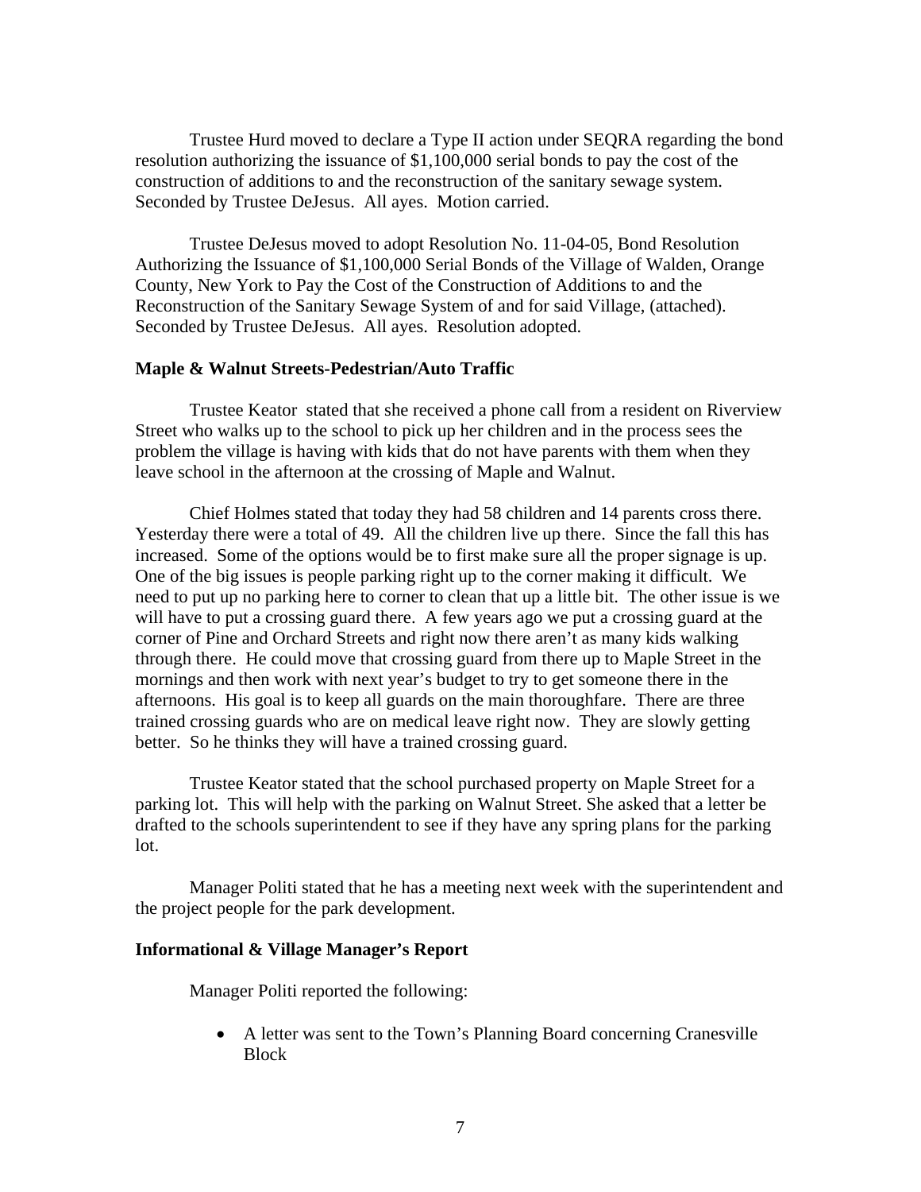Trustee Hurd moved to declare a Type II action under SEQRA regarding the bond resolution authorizing the issuance of $1,100,000 serial bonds to pay the cost of the construction of additions to and the reconstruction of the sanitary sewage system. Seconded by Trustee DeJesus. All ayes. Motion carried.

Trustee DeJesus moved to adopt Resolution No. 11-04-05, Bond Resolution Authorizing the Issuance of $1,100,000 Serial Bonds of the Village of Walden, Orange County, New York to Pay the Cost of the Construction of Additions to and the Reconstruction of the Sanitary Sewage System of and for said Village, (attached). Seconded by Trustee DeJesus. All ayes. Resolution adopted.

**Maple & Walnut Streets-Pedestrian/Auto Traffic**

Trustee Keator stated that she received a phone call from a resident on Riverview Street who walks up to the school to pick up her children and in the process sees the problem the village is having with kids that do not have parents with them when they leave school in the afternoon at the crossing of Maple and Walnut.

Chief Holmes stated that today they had 58 children and 14 parents cross there. Yesterday there were a total of 49. All the children live up there. Since the fall this has increased. Some of the options would be to first make sure all the proper signage is up. One of the big issues is people parking right up to the corner making it difficult. We need to put up no parking here to corner to clean that up a little bit. The other issue is we will have to put a crossing guard there. A few years ago we put a crossing guard at the corner of Pine and Orchard Streets and right now there aren't as many kids walking through there. He could move that crossing guard from there up to Maple Street in the mornings and then work with next year's budget to try to get someone there in the afternoons. His goal is to keep all guards on the main thoroughfare. There are three trained crossing guards who are on medical leave right now. They are slowly getting better. So he thinks they will have a trained crossing guard.

Trustee Keator stated that the school purchased property on Maple Street for a parking lot. This will help with the parking on Walnut Street. She asked that a letter be drafted to the schools superintendent to see if they have any spring plans for the parking lot.

Manager Politi stated that he has a meeting next week with the superintendent and the project people for the park development.

**Informational & Village Manager's Report**

Manager Politi reported the following:

- A letter was sent to the Town's Planning Board concerning Cranesville Block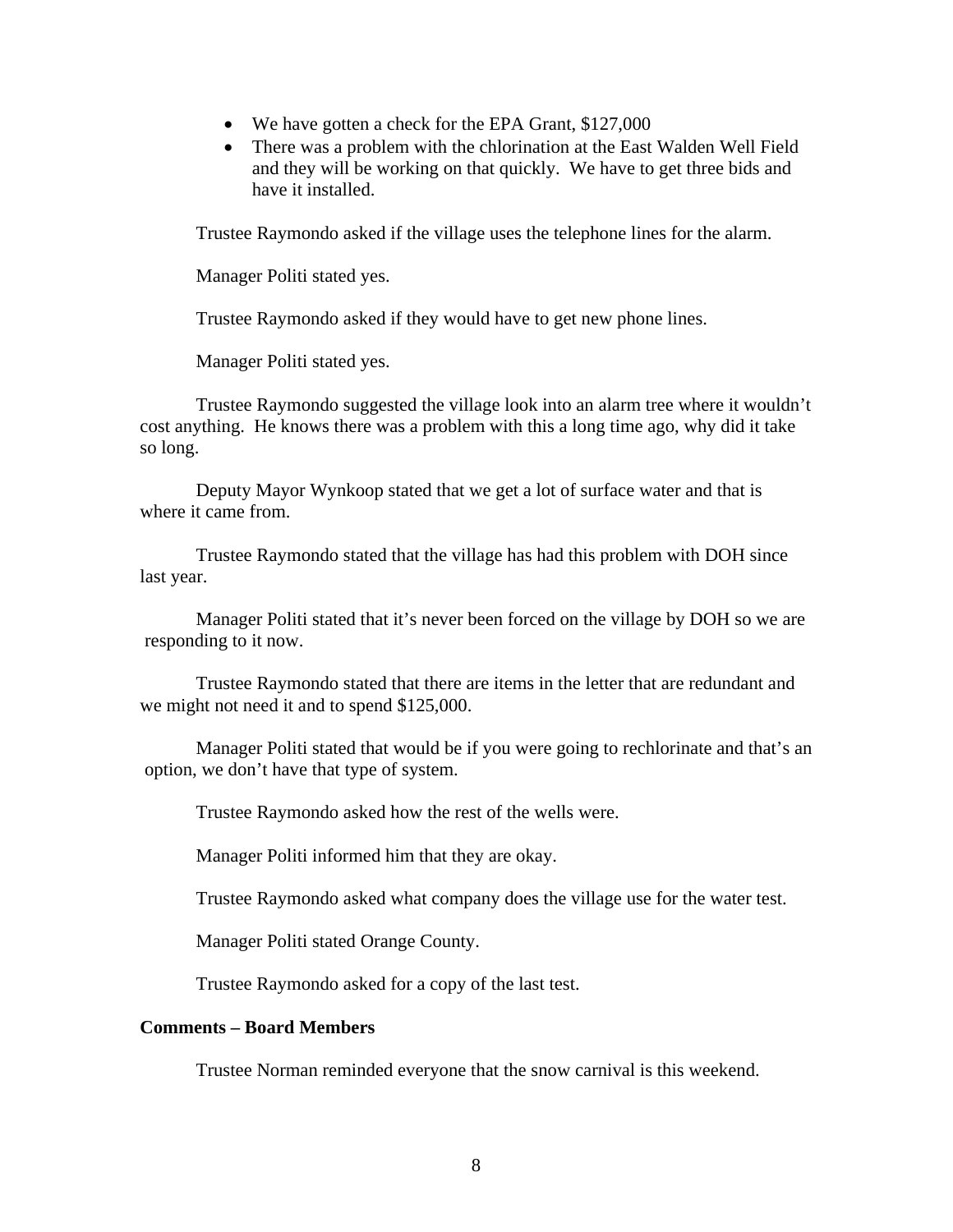- We have gotten a check for the EPA Grant, $127,000
- There was a problem with the chlorination at the East Walden Well Field and they will be working on that quickly. We have to get three bids and have it installed.

Trustee Raymondo asked if the village uses the telephone lines for the alarm.

Manager Politi stated yes.

Trustee Raymondo asked if they would have to get new phone lines.

Manager Politi stated yes.

Trustee Raymondo suggested the village look into an alarm tree where it wouldn't cost anything. He knows there was a problem with this a long time ago, why did it take so long.

Deputy Mayor Wynkoop stated that we get a lot of surface water and that is where it came from.

Trustee Raymondo stated that the village has had this problem with DOH since last year.

Manager Politi stated that it's never been forced on the village by DOH so we are responding to it now.

Trustee Raymondo stated that there are items in the letter that are redundant and we might not need it and to spend $125,000.

Manager Politi stated that would be if you were going to rechlorinate and that's an option, we don't have that type of system.

Trustee Raymondo asked how the rest of the wells were.

Manager Politi informed him that they are okay.

Trustee Raymondo asked what company does the village use for the water test.

Manager Politi stated Orange County.

Trustee Raymondo asked for a copy of the last test.

**Comments – Board Members**

Trustee Norman reminded everyone that the snow carnival is this weekend.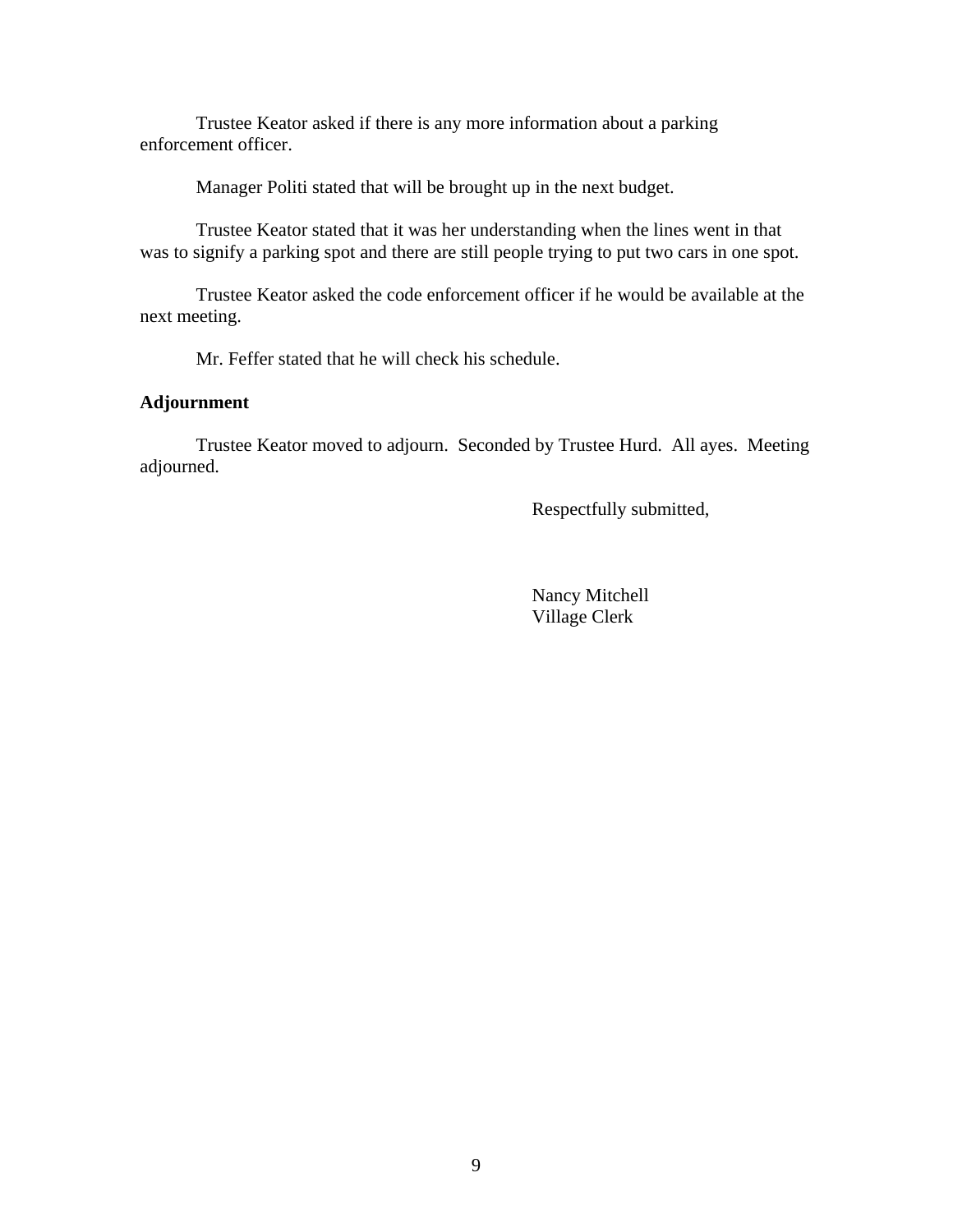Trustee Keator asked if there is any more information about a parking enforcement officer.

Manager Politi stated that will be brought up in the next budget.

Trustee Keator stated that it was her understanding when the lines went in that was to signify a parking spot and there are still people trying to put two cars in one spot.

Trustee Keator asked the code enforcement officer if he would be available at the next meeting.

Mr. Feffer stated that he will check his schedule.

**Adjournment**

Trustee Keator moved to adjourn. Seconded by Trustee Hurd. All ayes. Meeting adjourned.

Respectfully submitted,

Nancy Mitchell
Village Clerk